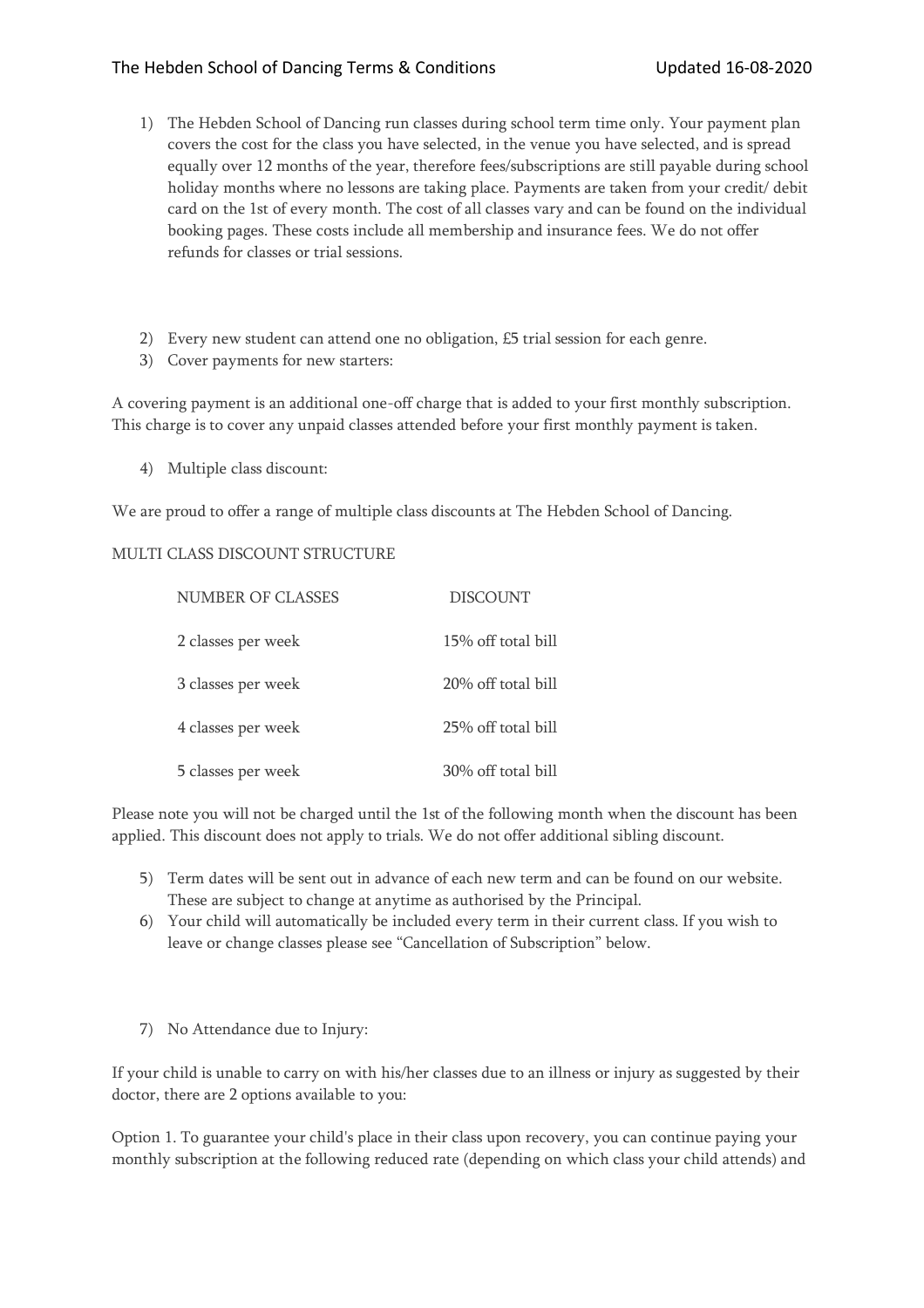1) The Hebden School of Dancing run classes during school term time only. Your payment plan covers the cost for the class you have selected, in the venue you have selected, and is spread equally over 12 months of the year, therefore fees/subscriptions are still payable during school holiday months where no lessons are taking place. Payments are taken from your credit/ debit card on the 1st of every month. The cost of all classes vary and can be found on the individual booking pages. These costs include all membership and insurance fees. We do not offer refunds for classes or trial sessions.

2) Every new student can attend one no obligation, £5 trial session for each genre.
3) Cover payments for new starters:

A covering payment is an additional one-off charge that is added to your first monthly subscription. This charge is to cover any unpaid classes attended before your first monthly payment is taken.

4) Multiple class discount:

We are proud to offer a range of multiple class discounts at The Hebden School of Dancing.

MULTI CLASS DISCOUNT STRUCTURE

| NUMBER OF CLASSES | DISCOUNT |
|---|---|
| 2 classes per week | 15% off total bill |
| 3 classes per week | 20% off total bill |
| 4 classes per week | 25% off total bill |
| 5 classes per week | 30% off total bill |

Please note you will not be charged until the 1st of the following month when the discount has been applied. This discount does not apply to trials. We do not offer additional sibling discount.

5) Term dates will be sent out in advance of each new term and can be found on our website. These are subject to change at anytime as authorised by the Principal.
6) Your child will automatically be included every term in their current class. If you wish to leave or change classes please see "Cancellation of Subscription" below.

7) No Attendance due to Injury:

If your child is unable to carry on with his/her classes due to an illness or injury as suggested by their doctor, there are 2 options available to you:

Option 1. To guarantee your child's place in their class upon recovery, you can continue paying your monthly subscription at the following reduced rate (depending on which class your child attends) and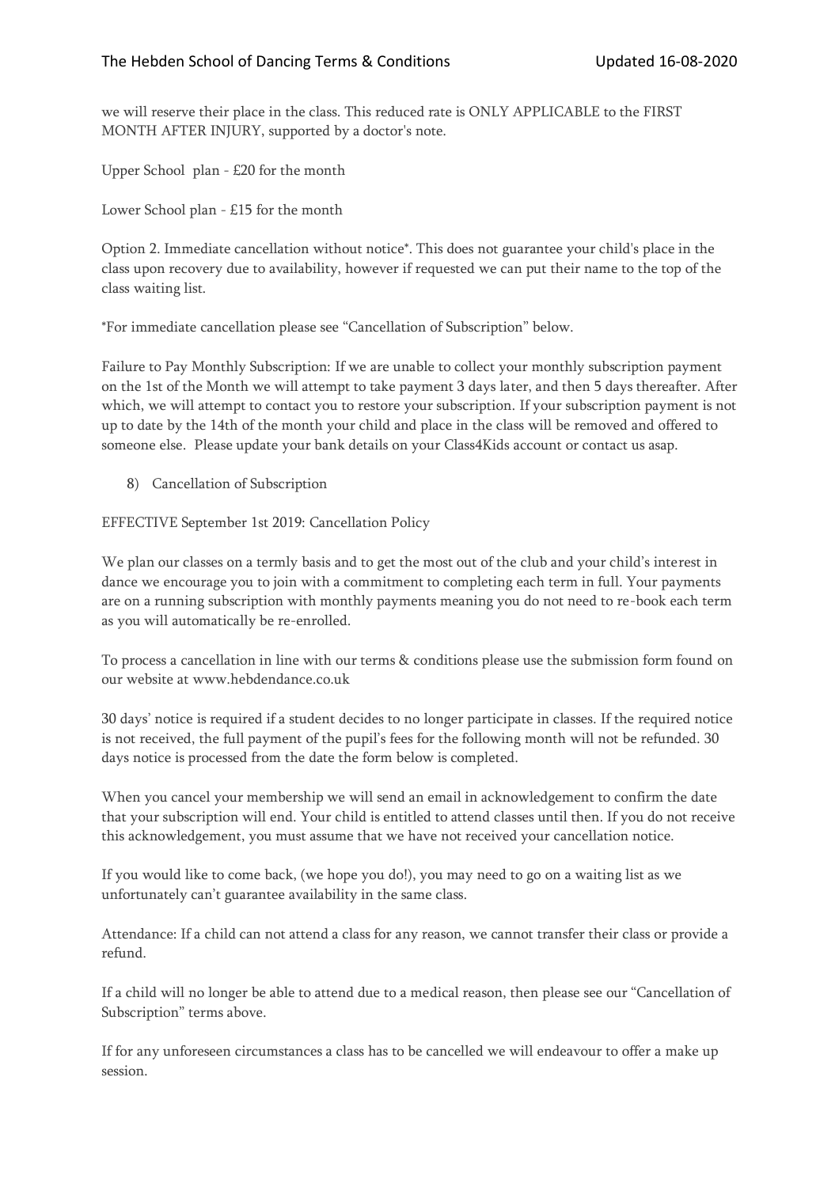we will reserve their place in the class. This reduced rate is ONLY APPLICABLE to the FIRST MONTH AFTER INJURY, supported by a doctor's note.

Upper School plan - £20 for the month

Lower School plan - £15 for the month

Option 2. Immediate cancellation without notice*. This does not guarantee your child's place in the class upon recovery due to availability, however if requested we can put their name to the top of the class waiting list.

*For immediate cancellation please see "Cancellation of Subscription" below.

Failure to Pay Monthly Subscription: If we are unable to collect your monthly subscription payment on the 1st of the Month we will attempt to take payment 3 days later, and then 5 days thereafter. After which, we will attempt to contact you to restore your subscription. If your subscription payment is not up to date by the 14th of the month your child and place in the class will be removed and offered to someone else. Please update your bank details on your Class4Kids account or contact us asap.

8) Cancellation of Subscription

EFFECTIVE September 1st 2019: Cancellation Policy

We plan our classes on a termly basis and to get the most out of the club and your child's interest in dance we encourage you to join with a commitment to completing each term in full. Your payments are on a running subscription with monthly payments meaning you do not need to re-book each term as you will automatically be re-enrolled.

To process a cancellation in line with our terms & conditions please use the submission form found on our website at www.hebdendance.co.uk

30 days' notice is required if a student decides to no longer participate in classes. If the required notice is not received, the full payment of the pupil's fees for the following month will not be refunded. 30 days notice is processed from the date the form below is completed.

When you cancel your membership we will send an email in acknowledgement to confirm the date that your subscription will end. Your child is entitled to attend classes until then. If you do not receive this acknowledgement, you must assume that we have not received your cancellation notice.

If you would like to come back, (we hope you do!), you may need to go on a waiting list as we unfortunately can't guarantee availability in the same class.

Attendance: If a child can not attend a class for any reason, we cannot transfer their class or provide a refund.

If a child will no longer be able to attend due to a medical reason, then please see our "Cancellation of Subscription" terms above.

If for any unforeseen circumstances a class has to be cancelled we will endeavour to offer a make up session.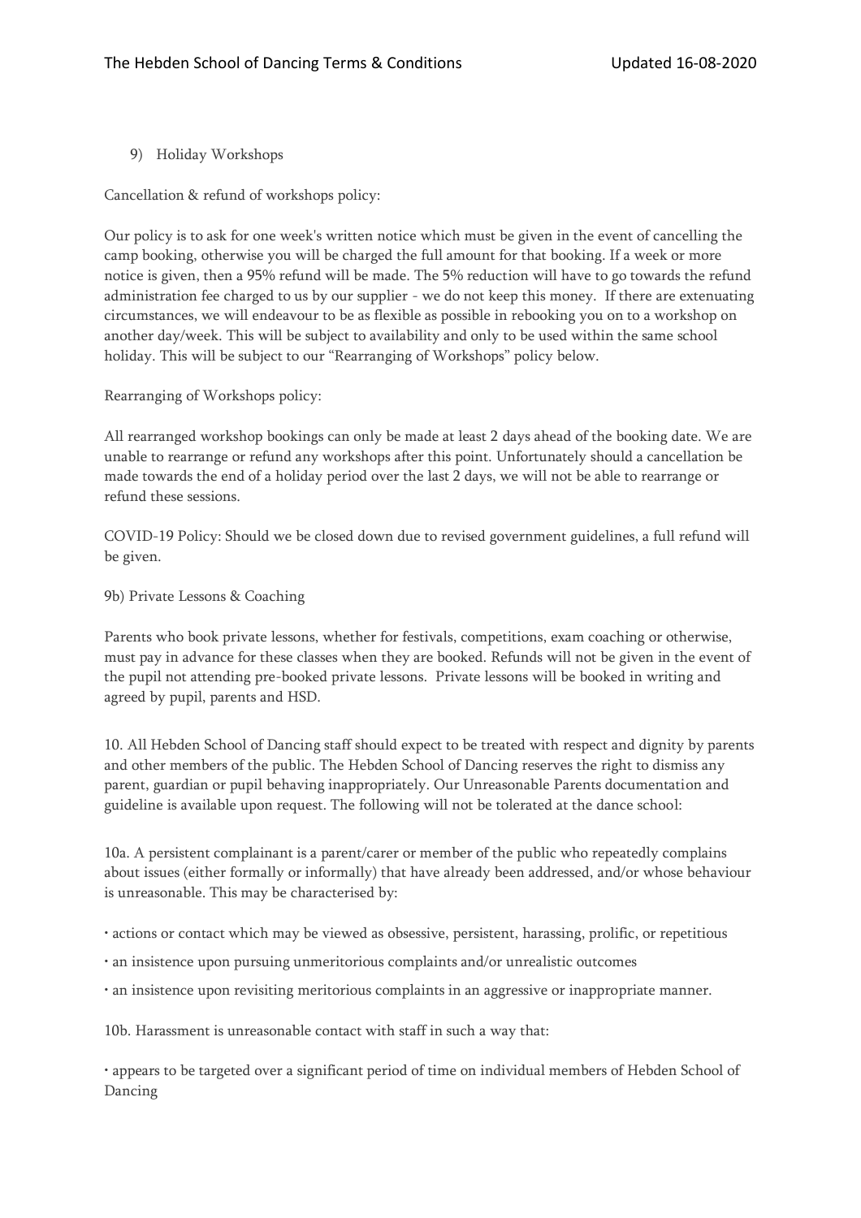9) Holiday Workshops

Cancellation & refund of workshops policy:

Our policy is to ask for one week's written notice which must be given in the event of cancelling the camp booking, otherwise you will be charged the full amount for that booking. If a week or more notice is given, then a 95% refund will be made. The 5% reduction will have to go towards the refund administration fee charged to us by our supplier - we do not keep this money. If there are extenuating circumstances, we will endeavour to be as flexible as possible in rebooking you on to a workshop on another day/week. This will be subject to availability and only to be used within the same school holiday. This will be subject to our "Rearranging of Workshops" policy below.

Rearranging of Workshops policy:

All rearranged workshop bookings can only be made at least 2 days ahead of the booking date. We are unable to rearrange or refund any workshops after this point. Unfortunately should a cancellation be made towards the end of a holiday period over the last 2 days, we will not be able to rearrange or refund these sessions.

COVID-19 Policy: Should we be closed down due to revised government guidelines, a full refund will be given.

9b) Private Lessons & Coaching

Parents who book private lessons, whether for festivals, competitions, exam coaching or otherwise, must pay in advance for these classes when they are booked. Refunds will not be given in the event of the pupil not attending pre-booked private lessons. Private lessons will be booked in writing and agreed by pupil, parents and HSD.

10. All Hebden School of Dancing staff should expect to be treated with respect and dignity by parents and other members of the public. The Hebden School of Dancing reserves the right to dismiss any parent, guardian or pupil behaving inappropriately. Our Unreasonable Parents documentation and guideline is available upon request. The following will not be tolerated at the dance school:

10a. A persistent complainant is a parent/carer or member of the public who repeatedly complains about issues (either formally or informally) that have already been addressed, and/or whose behaviour is unreasonable. This may be characterised by:

- actions or contact which may be viewed as obsessive, persistent, harassing, prolific, or repetitious
- an insistence upon pursuing unmeritorious complaints and/or unrealistic outcomes
- an insistence upon revisiting meritorious complaints in an aggressive or inappropriate manner.

10b. Harassment is unreasonable contact with staff in such a way that:

- appears to be targeted over a significant period of time on individual members of Hebden School of Dancing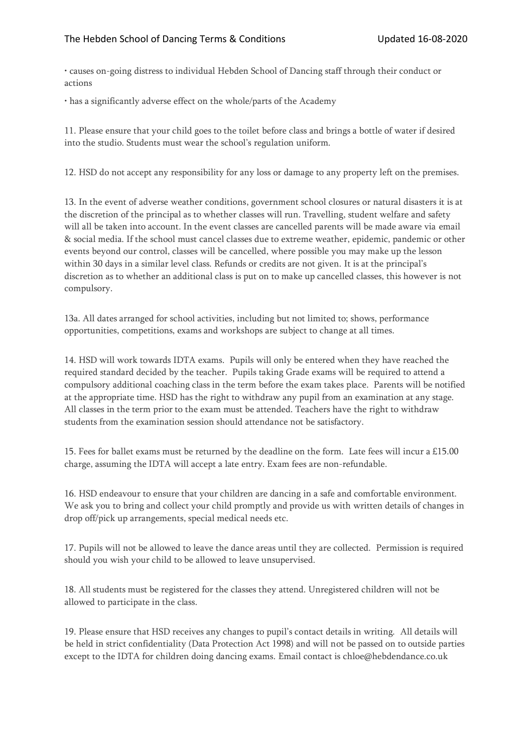- causes on-going distress to individual Hebden School of Dancing staff through their conduct or actions
- has a significantly adverse effect on the whole/parts of the Academy

11. Please ensure that your child goes to the toilet before class and brings a bottle of water if desired into the studio. Students must wear the school's regulation uniform.

12. HSD do not accept any responsibility for any loss or damage to any property left on the premises.

13. In the event of adverse weather conditions, government school closures or natural disasters it is at the discretion of the principal as to whether classes will run. Travelling, student welfare and safety will all be taken into account. In the event classes are cancelled parents will be made aware via email & social media. If the school must cancel classes due to extreme weather, epidemic, pandemic or other events beyond our control, classes will be cancelled, where possible you may make up the lesson within 30 days in a similar level class. Refunds or credits are not given. It is at the principal's discretion as to whether an additional class is put on to make up cancelled classes, this however is not compulsory.

13a. All dates arranged for school activities, including but not limited to; shows, performance opportunities, competitions, exams and workshops are subject to change at all times.

14. HSD will work towards IDTA exams. Pupils will only be entered when they have reached the required standard decided by the teacher. Pupils taking Grade exams will be required to attend a compulsory additional coaching class in the term before the exam takes place. Parents will be notified at the appropriate time. HSD has the right to withdraw any pupil from an examination at any stage. All classes in the term prior to the exam must be attended. Teachers have the right to withdraw students from the examination session should attendance not be satisfactory.

15. Fees for ballet exams must be returned by the deadline on the form. Late fees will incur a £15.00 charge, assuming the IDTA will accept a late entry. Exam fees are non-refundable.

16. HSD endeavour to ensure that your children are dancing in a safe and comfortable environment. We ask you to bring and collect your child promptly and provide us with written details of changes in drop off/pick up arrangements, special medical needs etc.

17. Pupils will not be allowed to leave the dance areas until they are collected. Permission is required should you wish your child to be allowed to leave unsupervised.

18. All students must be registered for the classes they attend. Unregistered children will not be allowed to participate in the class.

19. Please ensure that HSD receives any changes to pupil's contact details in writing. All details will be held in strict confidentiality (Data Protection Act 1998) and will not be passed on to outside parties except to the IDTA for children doing dancing exams. Email contact is chloe@hebdendance.co.uk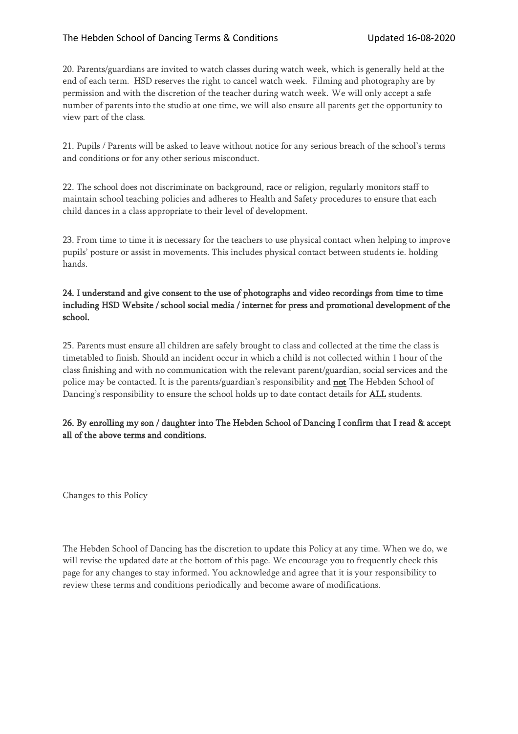20. Parents/guardians are invited to watch classes during watch week, which is generally held at the end of each term. HSD reserves the right to cancel watch week. Filming and photography are by permission and with the discretion of the teacher during watch week. We will only accept a safe number of parents into the studio at one time, we will also ensure all parents get the opportunity to view part of the class.

21. Pupils / Parents will be asked to leave without notice for any serious breach of the school's terms and conditions or for any other serious misconduct.

22. The school does not discriminate on background, race or religion, regularly monitors staff to maintain school teaching policies and adheres to Health and Safety procedures to ensure that each child dances in a class appropriate to their level of development.

23. From time to time it is necessary for the teachers to use physical contact when helping to improve pupils' posture or assist in movements. This includes physical contact between students ie. holding hands.

**24. I understand and give consent to the use of photographs and video recordings from time to time including HSD Website / school social media / internet for press and promotional development of the school.**

25. Parents must ensure all children are safely brought to class and collected at the time the class is timetabled to finish. Should an incident occur in which a child is not collected within 1 hour of the class finishing and with no communication with the relevant parent/guardian, social services and the police may be contacted. It is the parents/guardian's responsibility and **not** The Hebden School of Dancing's responsibility to ensure the school holds up to date contact details for **ALL** students.

**26. By enrolling my son / daughter into The Hebden School of Dancing I confirm that I read & accept all of the above terms and conditions.**

Changes to this Policy

The Hebden School of Dancing has the discretion to update this Policy at any time. When we do, we will revise the updated date at the bottom of this page. We encourage you to frequently check this page for any changes to stay informed. You acknowledge and agree that it is your responsibility to review these terms and conditions periodically and become aware of modifications.